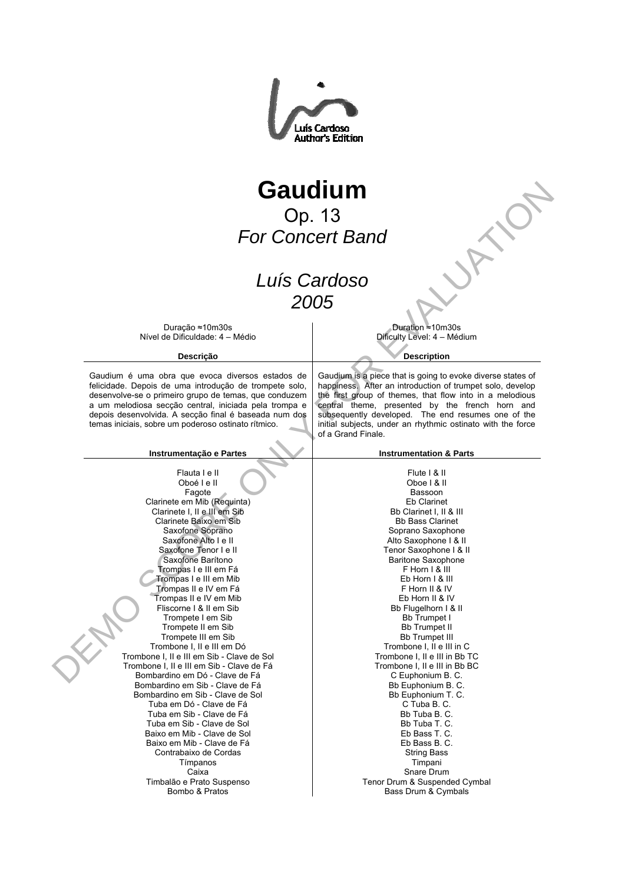Luís Cardoso
Author's Edition

# Gaudium

## Op. 13

## *For Concert Band*

## *Luís Cardoso*
## *2005*

DEMO SCORE ONLY FOR EVALUATION

| Duração ≈10m30s<br>Nível de Dificuldade: 4 – Médio | Duration ≈10m30s<br>Dificulty Level: 4 – Médium |
|---|---|
| **Descrição** | **Description** |
| Gaudium é uma obra que evoca diversos estados de felicidade. Depois de uma introdução de trompete solo, desenvolve-se o primeiro grupo de temas, que conduzem a um melodiosa secção central, iniciada pela trompa e depois desenvolvida. A secção final é baseada num dos temas iniciais, sobre um poderoso ostinato rítmico. | Gaudium is a piece that is going to evoke diverse states of happiness. After an introduction of trumpet solo, develop the first group of themes, that flow into in a melodious central theme, presented by the french horn and subsequently developed. The end resumes one of the initial subjects, under an rhythmic ostinato with the force of a Grand Finale. |
| **Instrumentação e Partes** | **Instrumentation & Parts** |
| Flauta I e II | Flute I & II |
| Oboé I e II | Oboe I & II |
| Fagote | Bassoon |
| Clarinete em Mib (Requinta) | Eb Clarinet |
| Clarinete I, II e III em Sib | Bb Clarinet I, II & III |
| Clarinete Baixo em Sib | Bb Bass Clarinet |
| Saxofone Soprano | Soprano Saxophone |
| Saxofone Alto I e II | Alto Saxophone I & II |
| Saxofone Tenor I e II | Tenor Saxophone I & II |
| Saxofone Barítono | Baritone Saxophone |
| Trompas I e III em Fá | F Horn I & III |
| Trompas I e III em Mib | Eb Horn I & III |
| Trompas II e IV em Fá | F Horn II & IV |
| Trompas II e IV em Mib | Eb Horn II & IV |
| Fliscorne I & II em Sib | Bb Flugelhorn I & II |
| Trompete I em Sib | Bb Trumpet I |
| Trompete II em Sib | Bb Trumpet II |
| Trompete III em Sib | Bb Trumpet III |
| Trombone I, II e III em Dó | Trombone I, II e III in C |
| Trombone I, II e III em Sib - Clave de Sol | Trombone I, II e III in Bb TC |
| Trombone I, II e III em Sib - Clave de Fá | Trombone I, II e III in Bb BC |
| Bombardino em Dó - Clave de Fá | C Euphonium B. C. |
| Bombardino em Sib - Clave de Fá | Bb Euphonium B. C. |
| Bombardino em Sib - Clave de Sol | Bb Euphonium T. C. |
| Tuba em Dó - Clave de Fá | C Tuba B. C. |
| Tuba em Sib - Clave de Fá | Bb Tuba B. C. |
| Tuba em Sib - Clave de Sol | Bb Tuba T. C. |
| Baixo em Mib - Clave de Sol | Eb Bass T. C. |
| Baixo em Mib - Clave de Fá | Eb Bass B. C. |
| Contrabaixo de Cordas | String Bass |
| Tímpanos | Timpani |
| Caixa | Snare Drum |
| Timbalão e Prato Suspenso | Tenor Drum & Suspended Cymbal |
| Bombo & Pratos | Bass Drum & Cymbals |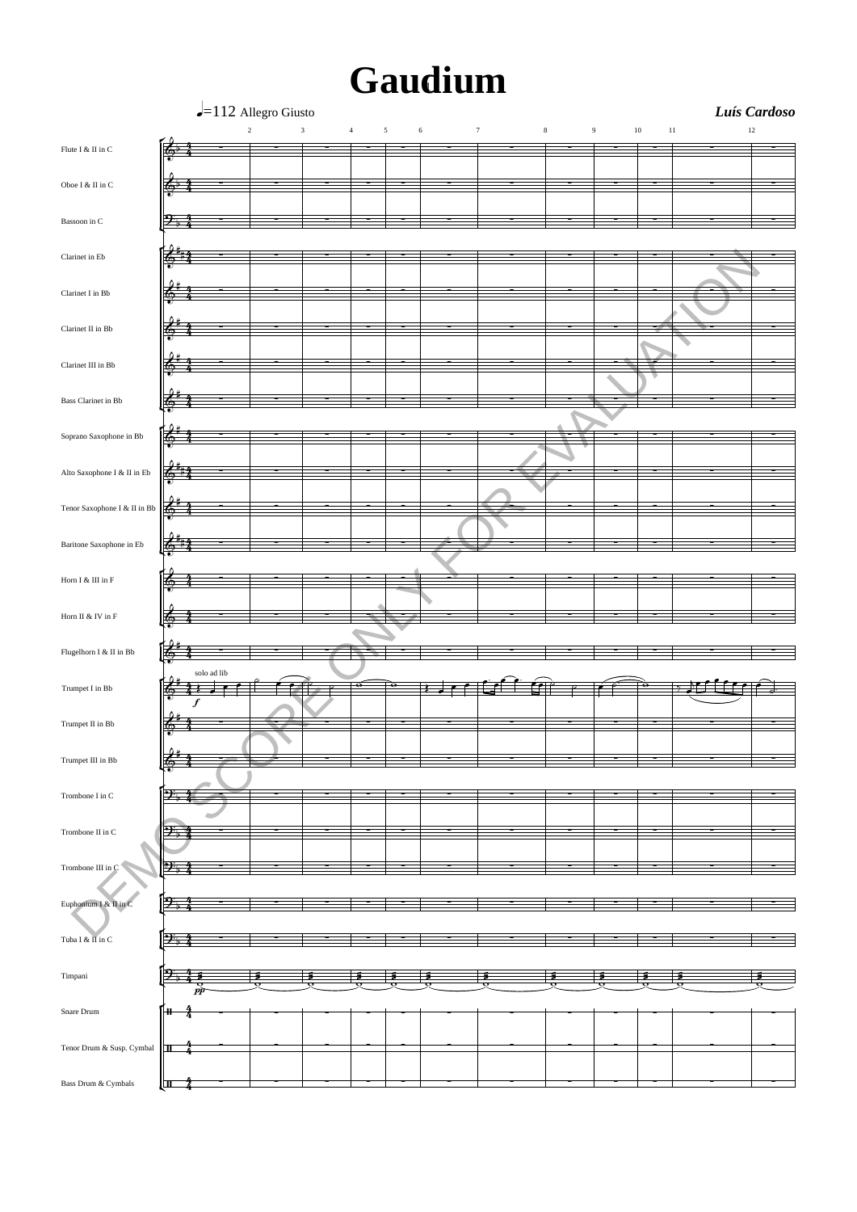# Gaudium

♩=112 Allegro Giusto

***Luís Cardoso***

Flute I & II in C

Oboe I & II in C

Bassoon in C

Clarinet in Eb

Clarinet I in Bb

Clarinet II in Bb

Clarinet III in Bb

Bass Clarinet in Bb

Soprano Saxophone in Bb

Alto Saxophone I & II in Eb

Tenor Saxophone I & II in Bb

Baritone Saxophone in Eb

Horn I & III in F

Horn II & IV in F

Flugelhorn I & II in Bb

Trumpet I in Bb — solo ad lib

Trumpet II in Bb

Trumpet III in Bb

Trombone I in C

Trombone II in C

Trombone III in C

Euphonium I & II in C

Tuba I & II in C

Timpani

Snare Drum

Tenor Drum & Susp. Cymbal

Bass Drum & Cymbals

DEMO SCORE ONLY FOR EVALUATION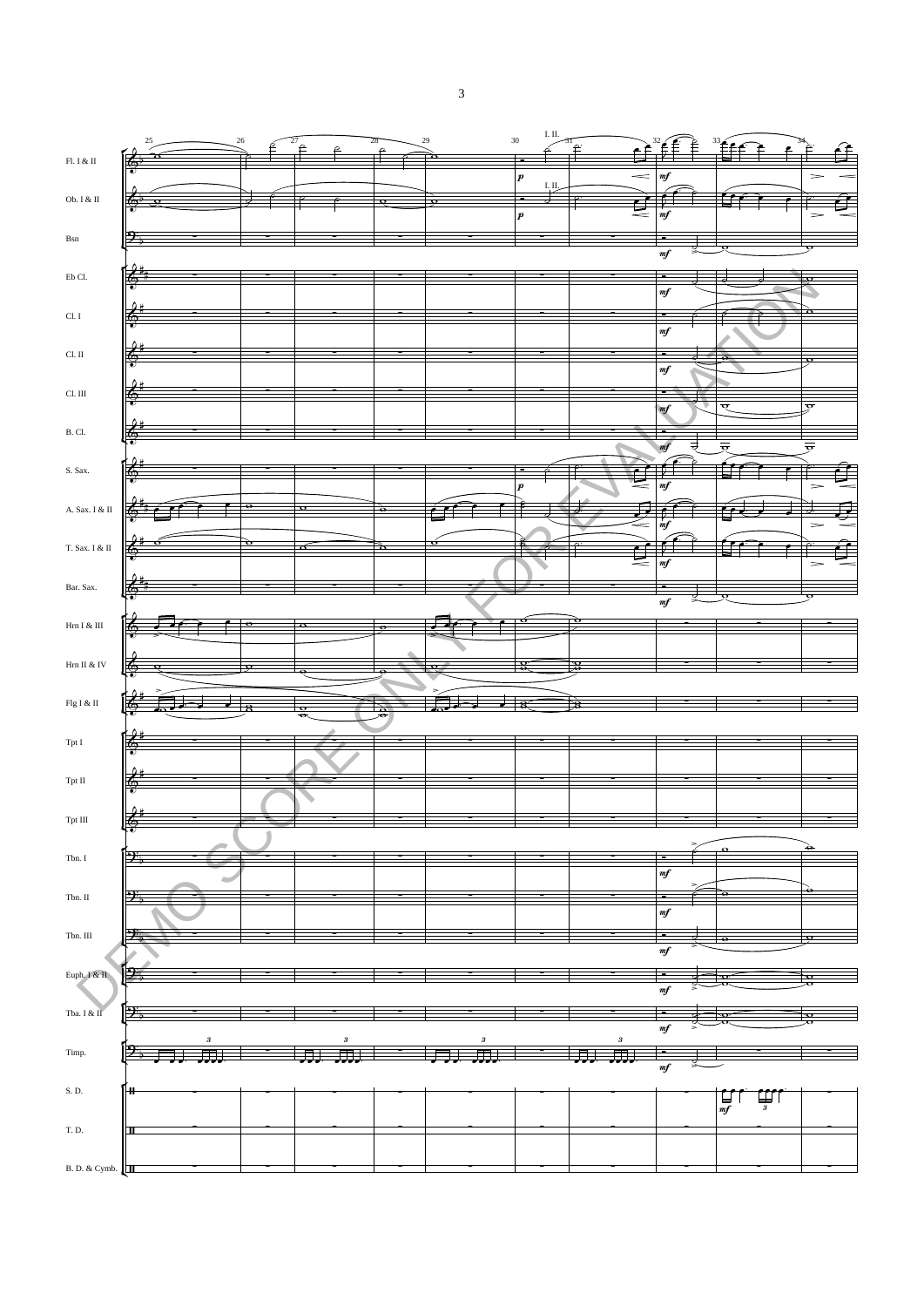Fl. I & II

Ob. I & II

Bsn

Eb Cl.

Cl. I

Cl. II

Cl. III

B. Cl.

S. Sax.

A. Sax. I & II

T. Sax. I & II

Bar. Sax.

Hrn I & III

Hrn II & IV

Flg I & II

Tpt I

Tpt II

Tpt III

Tbn. I

Tbn. II

Tbn. III

Euph. I & II

Tba. I & II

Timp.

S. D.

T. D.

B. D. & Cymb.

DEMO SCORE ONLY, FOR EVALUATION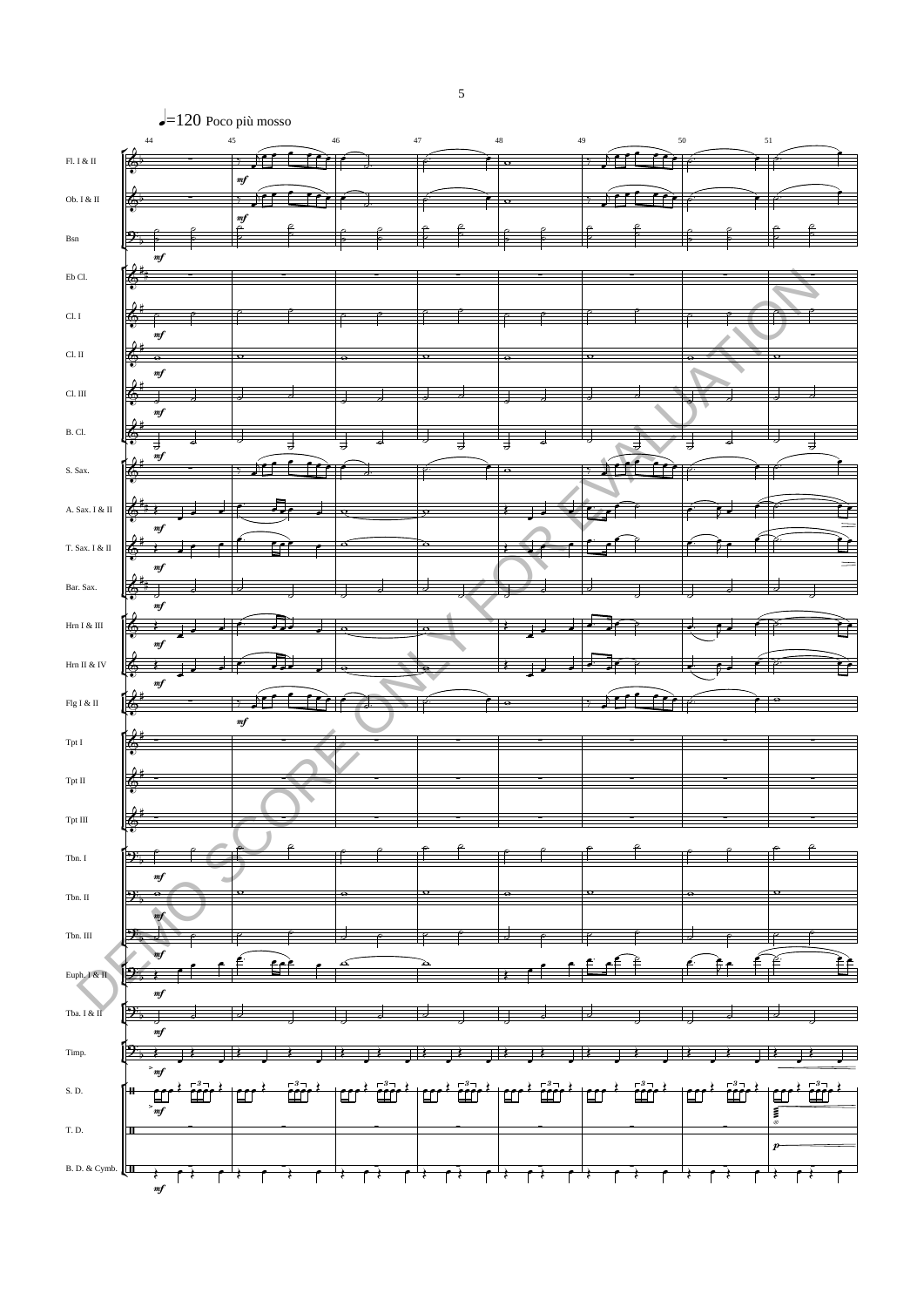♩=120 Poco più mosso

DEMO SCORE ONLY FOR EVALUATION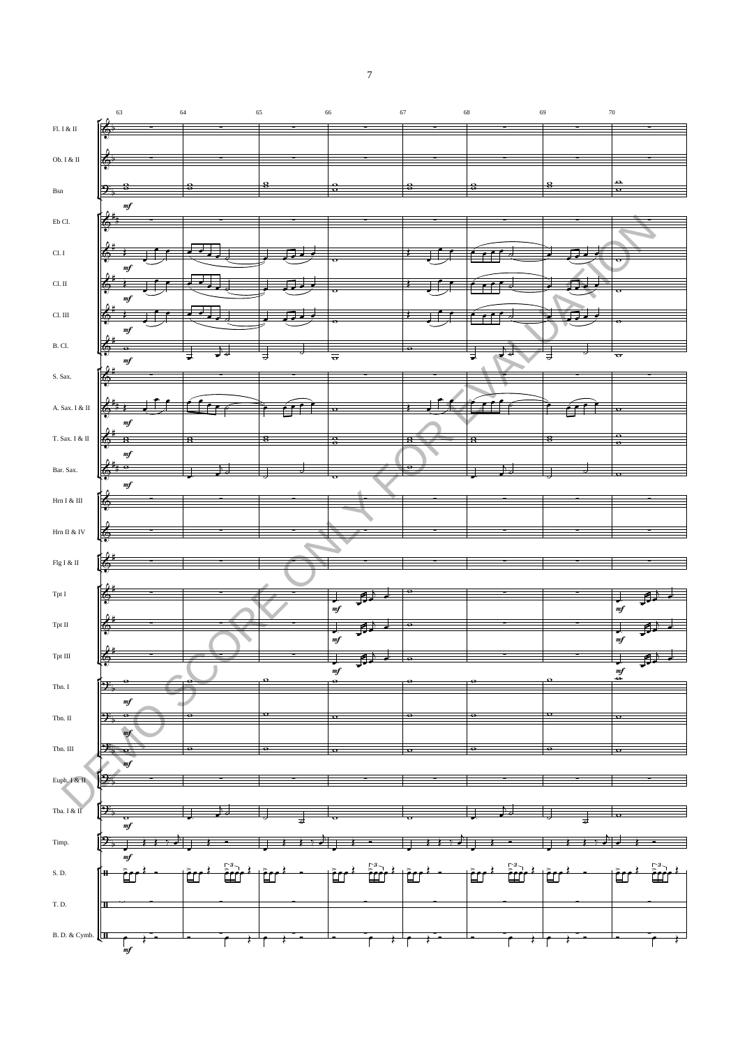63 64 65 66 67 68 69 70

Fl. I & II

Ob. I & II

Bsn

Eb Cl.

Cl. I

Cl. II

Cl. III

B. Cl.

S. Sax.

A. Sax. I & II

T. Sax. I & II

Bar. Sax.

Hrn I & III

Hrn II & IV

Flg I & II

Tpt I

Tpt II

Tpt III

Tbn. I

Tbn. II

Tbn. III

Euph. I & II

Tba. I & II

Timp.

S. D.

T. D.

B. D. & Cymb.

DEMO SCORE ONLY FOR EVALUATION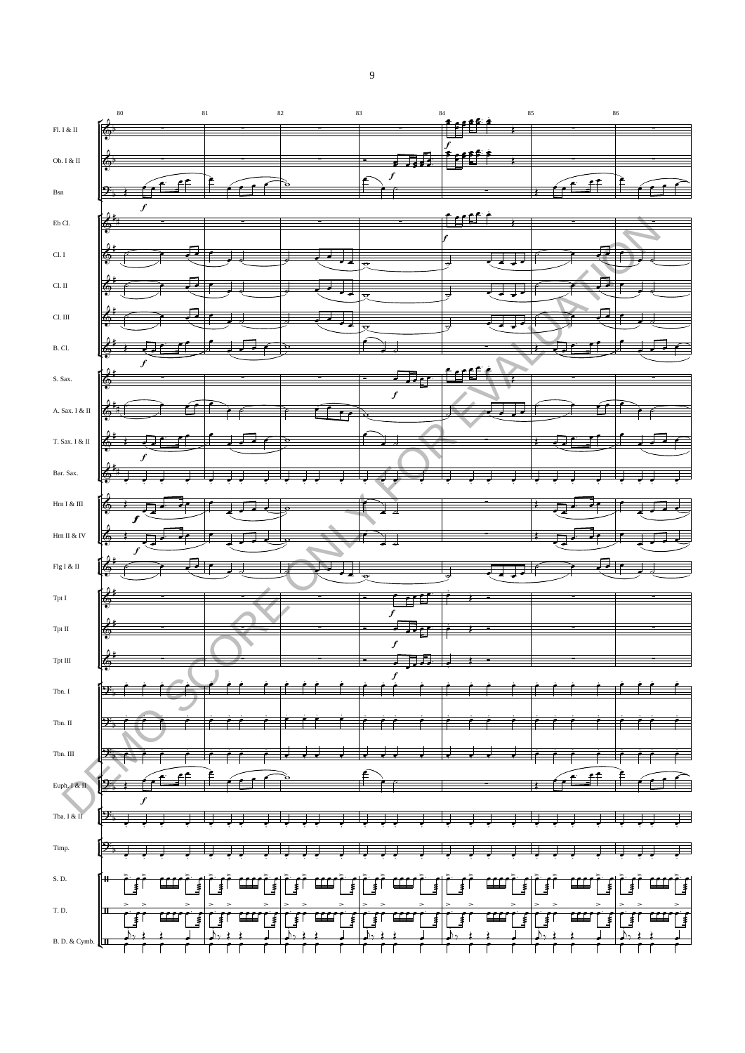Fl. I & II

Ob. I & II

Bsn

Eb Cl.

Cl. I

Cl. II

Cl. III

B. Cl.

S. Sax.

A. Sax. I & II

T. Sax. I & II

Bar. Sax.

Hrn I & III

Hrn II & IV

Flg I & II

Tpt I

Tpt II

Tpt III

Tbn. I

Tbn. II

Tbn. III

Euph. I & II

Tba. I & II

Timp.

S. D.

T. D.

B. D. & Cymb.

DEMO SCORE ONLY FOR EVALUATION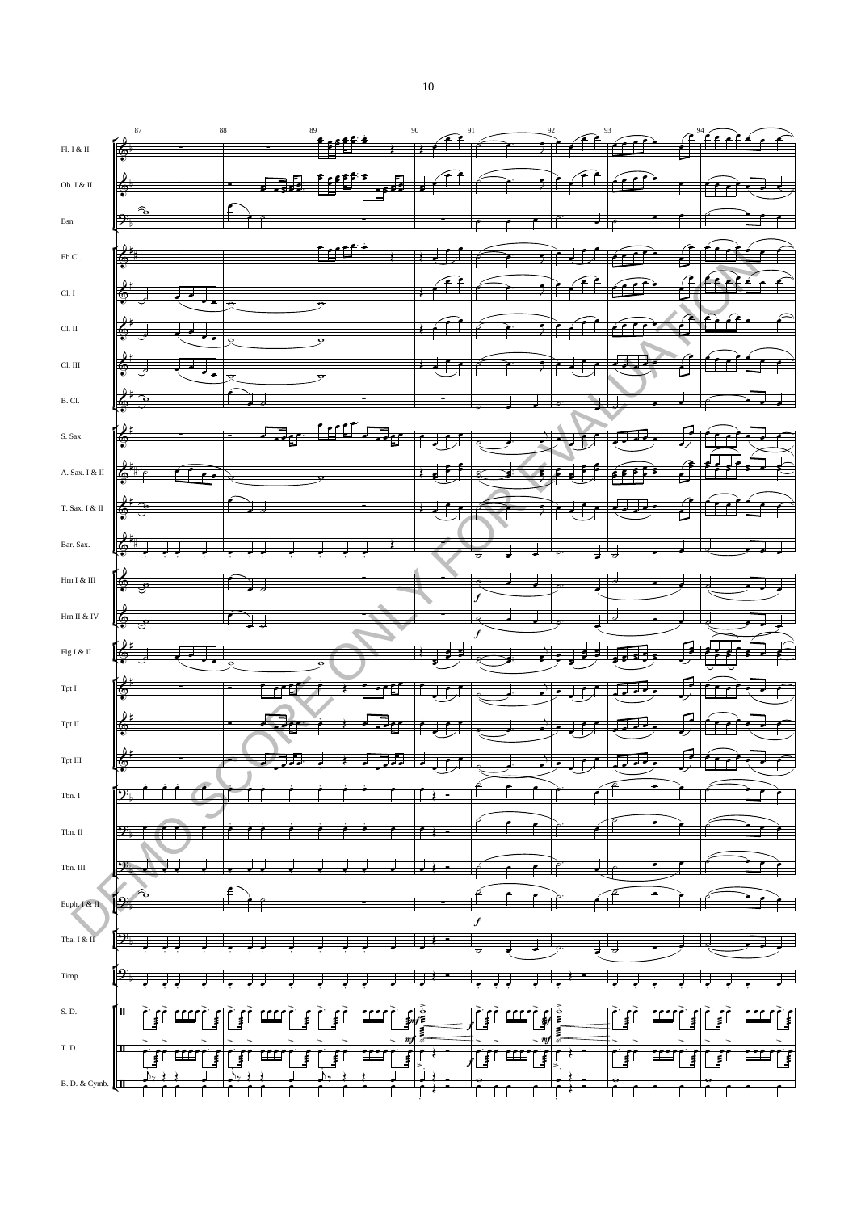Fl. I & II

Ob. I & II

Bsn

Eb Cl.

Cl. I

Cl. II

Cl. III

B. Cl.

S. Sax.

A. Sax. I & II

T. Sax. I & II

Bar. Sax.

Hrn I & III

Hrn II & IV

Flg I & II

Tpt I

Tpt II

Tpt III

Tbn. I

Tbn. II

Tbn. III

Euph. I & II

Tba. I & II

Timp.

S. D.

T. D.

B. D. & Cymb.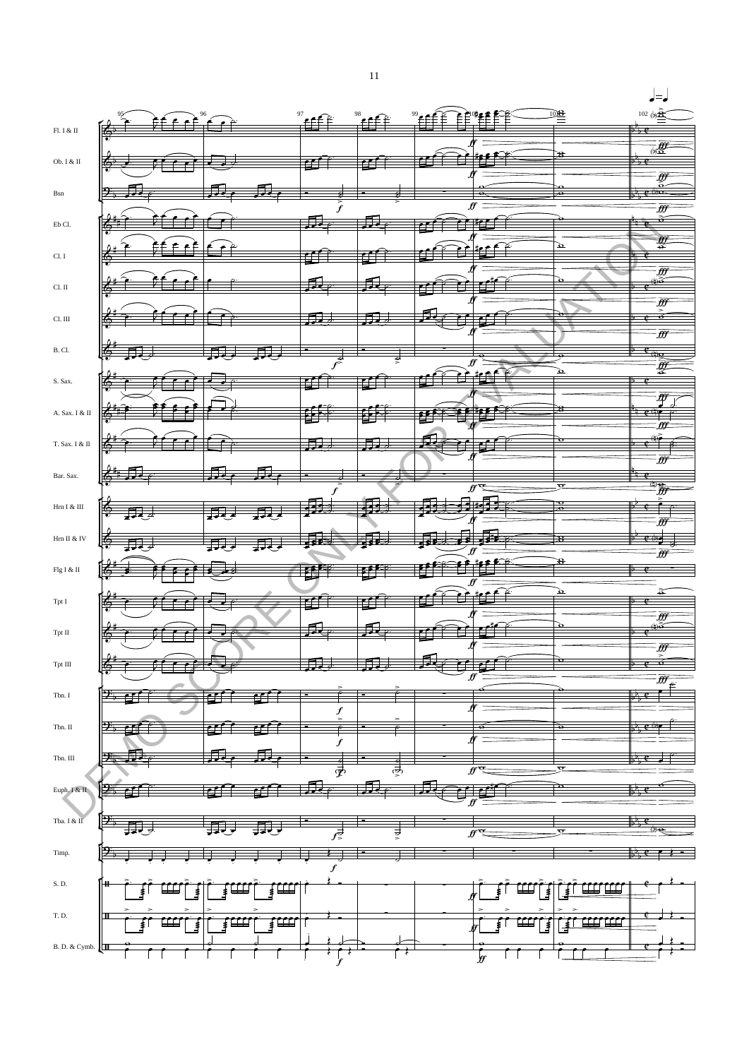Fl. I & II

Ob. I & II

Bsn

Eb Cl.

Cl. I

Cl. II

Cl. III

B. Cl.

S. Sax.

A. Sax. I & II

T. Sax. I & II

Bar. Sax.

Hrn I & III

Hrn II & IV

Flg I & II

Tpt I

Tpt II

Tpt III

Tbn. I

Tbn. II

Tbn. III

Euph. I & II

Tba. I & II

Timp.

S. D.

T. D.

B. D. & Cymb.

DEMO SCORE ONLY FOR EVALUATION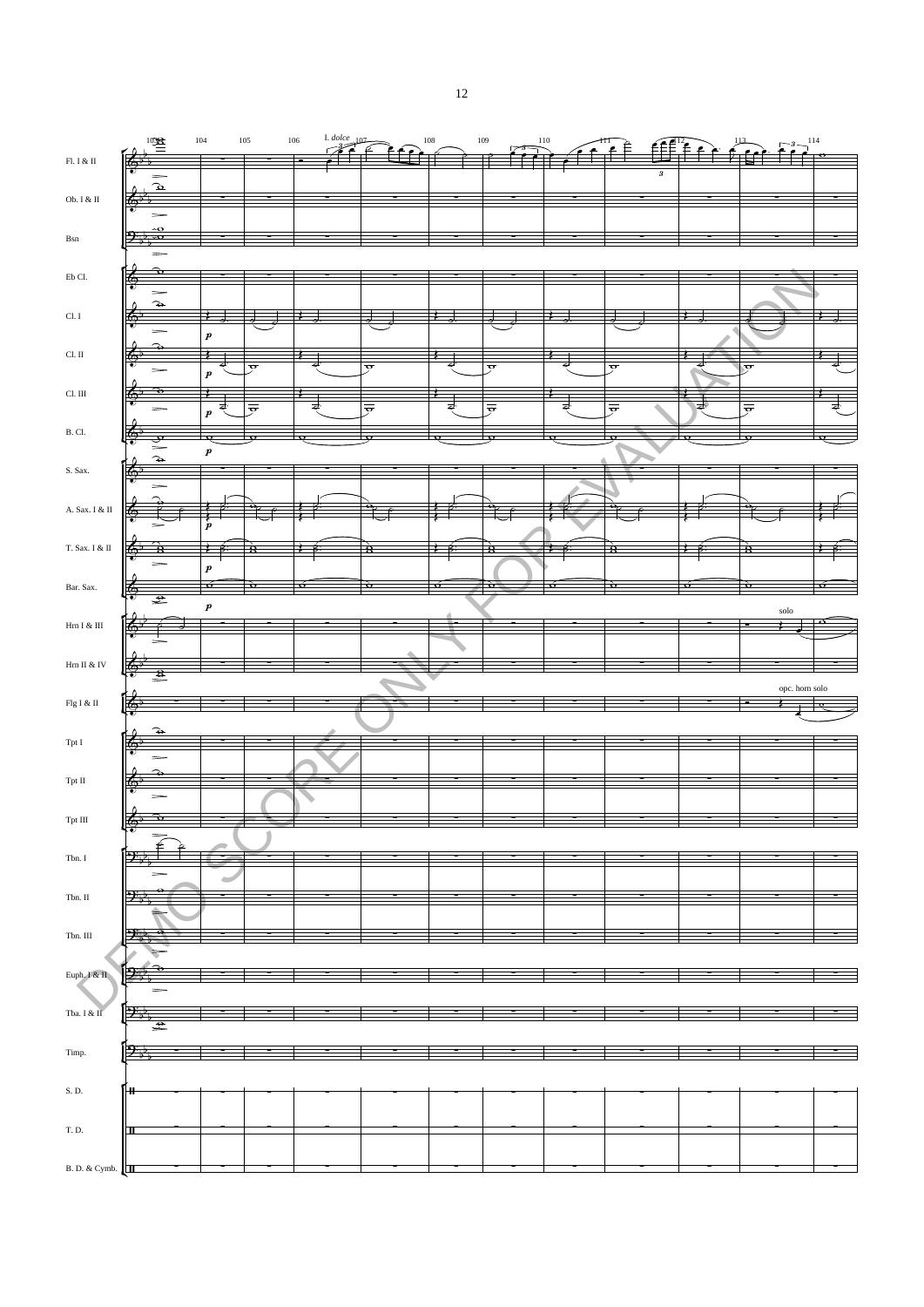Fl. I & II

Ob. I & II

Bsn

Eb Cl.

Cl. I

Cl. II

Cl. III

B. Cl.

S. Sax.

A. Sax. I & II

T. Sax. I & II

Bar. Sax.

Hrn I & III

Hrn II & IV

Flg I & II

Tpt I

Tpt II

Tpt III

Tbn. I

Tbn. II

Tbn. III

Euph. I & II

Tba. I & II

Timp.

S. D.

T. D.

B. D. & Cymb.

103 104 105 106 107 108 109 110 111 112 113 114

I. *dolce*

*p*

solo

opc. horn solo

DEMO SCORE ONLY FOR EVALUATION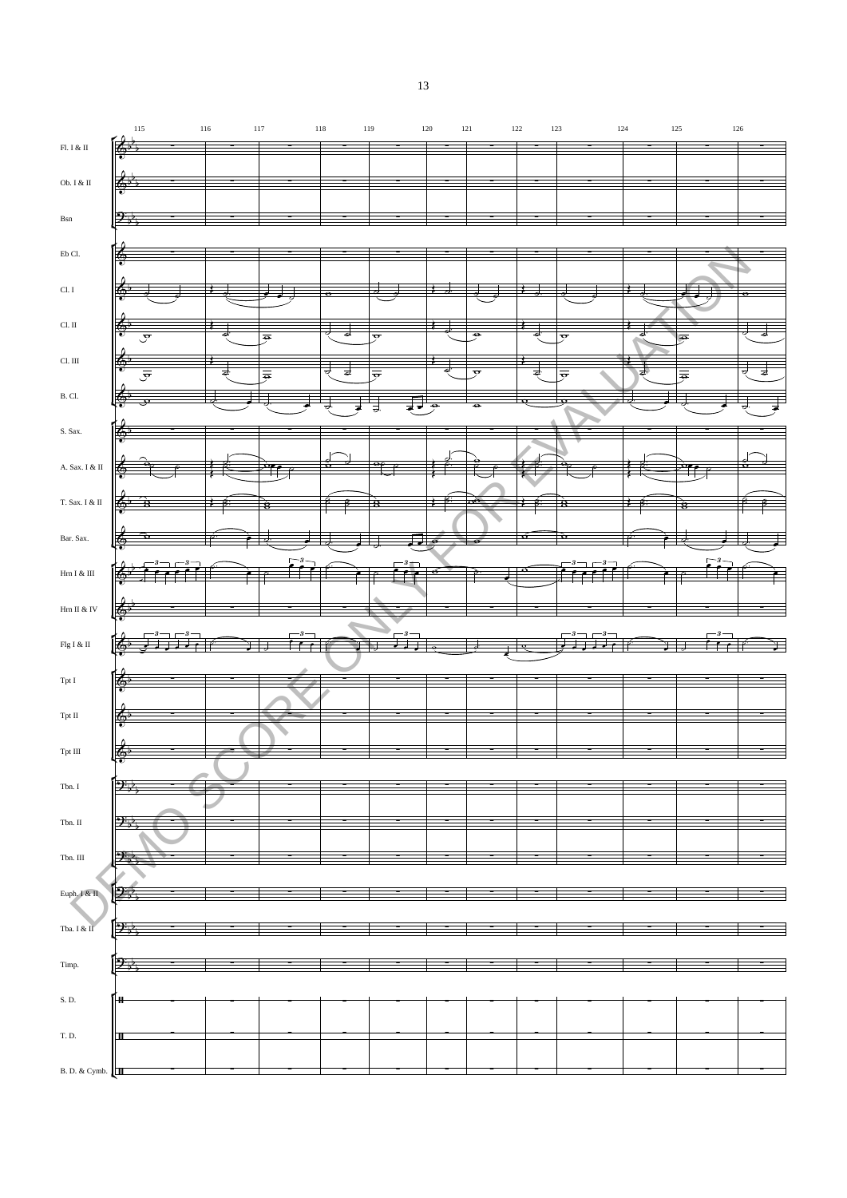Fl. I & II

Ob. I & II

Bsn

Eb Cl.

Cl. I

Cl. II

Cl. III

B. Cl.

S. Sax.

A. Sax. I & II

T. Sax. I & II

Bar. Sax.

Hrn I & III

Hrn II & IV

Flg I & II

Tpt I

Tpt II

Tpt III

Tbn. I

Tbn. II

Tbn. III

Euph. I & II

Tba. I & II

Timp.

S. D.

T. D.

B. D. & Cymb.

DEMO SCORE ONLY FOR EVALUATION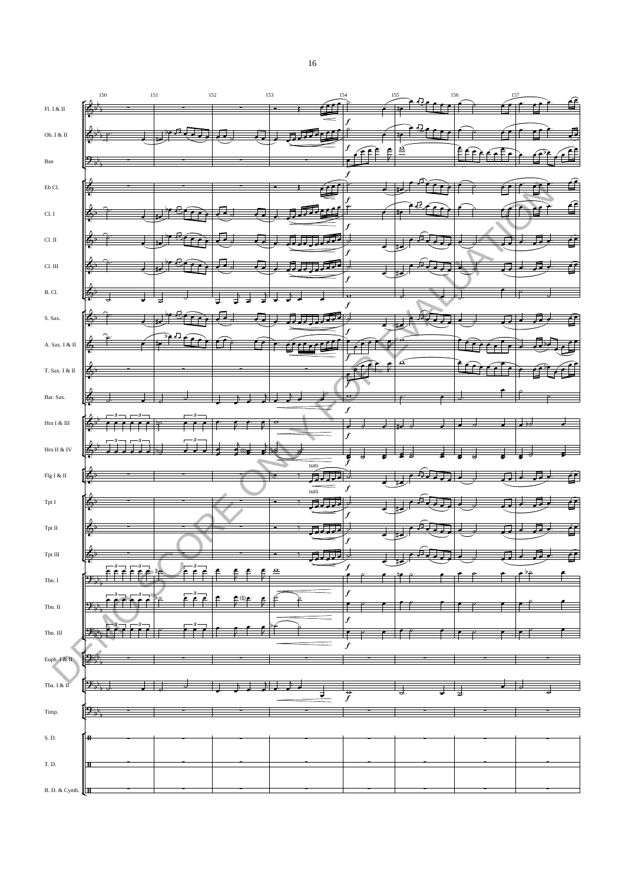Fl. I & II

Ob. I & II

Bsn

Eb Cl.

Cl. I

Cl. II

Cl. III

B. Cl.

S. Sax.

A. Sax. I & II

T. Sax. I & II

Bar. Sax.

Hrn I & III

Hrn II & IV

Flg I & II

Tpt I

Tpt II

Tpt III

Tbn. I

Tbn. II

Tbn. III

Euph. I & II

Tba. I & II

Timp.

S. D.

T. D.

B. D. & Cymb.

tutti

tutti

DEMO SCORE ONLY FOR EVALUATION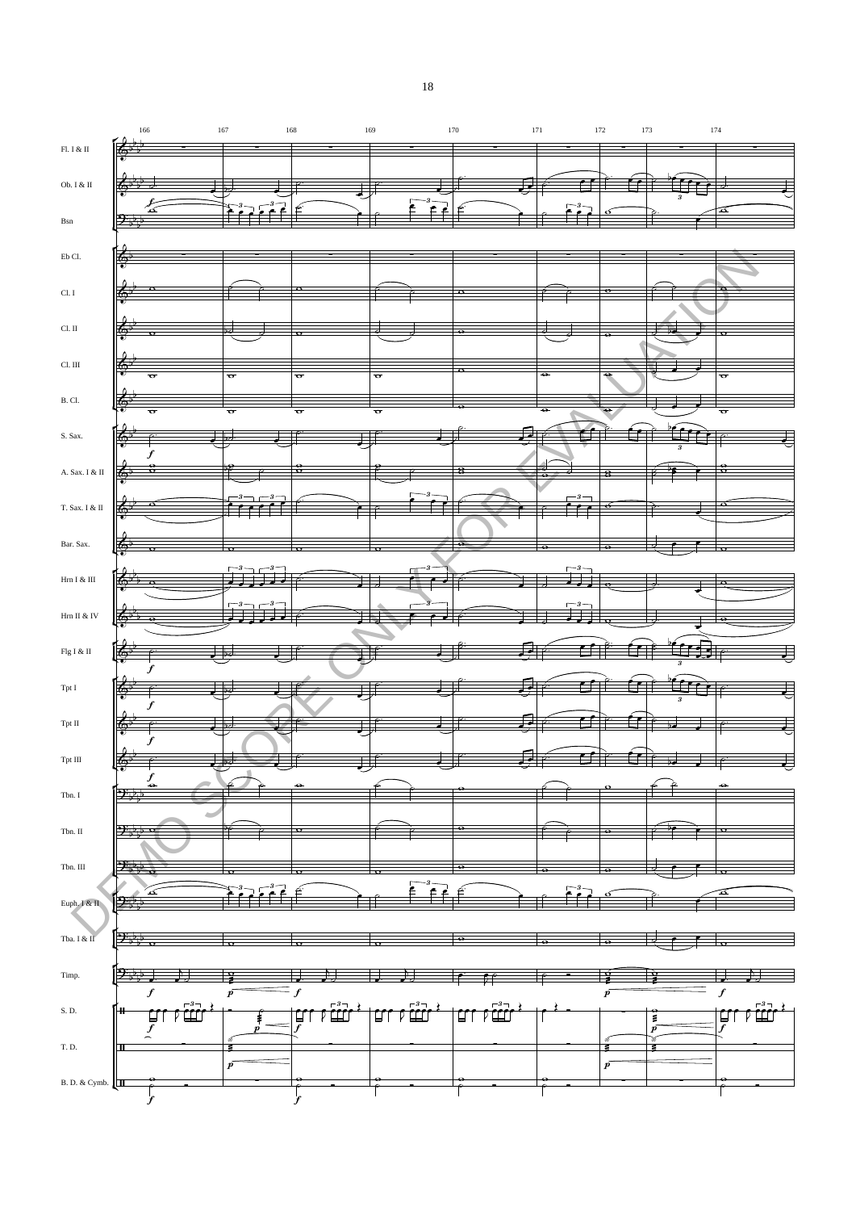166 167 168 169 170 171 172 173 174

Fl. I & II

Ob. I & II

Bsn

Eb Cl.

Cl. I

Cl. II

Cl. III

B. Cl.

S. Sax.

A. Sax. I & II

T. Sax. I & II

Bar. Sax.

Hrn I & III

Hrn II & IV

Flg I & II

Tpt I

Tpt II

Tpt III

Tbn. I

Tbn. II

Tbn. III

Euph. I & II

Tba. I & II

Timp.

S. D.

T. D.

B. D. & Cymb.

DEMO SCORE ONLY FOR EVALUATION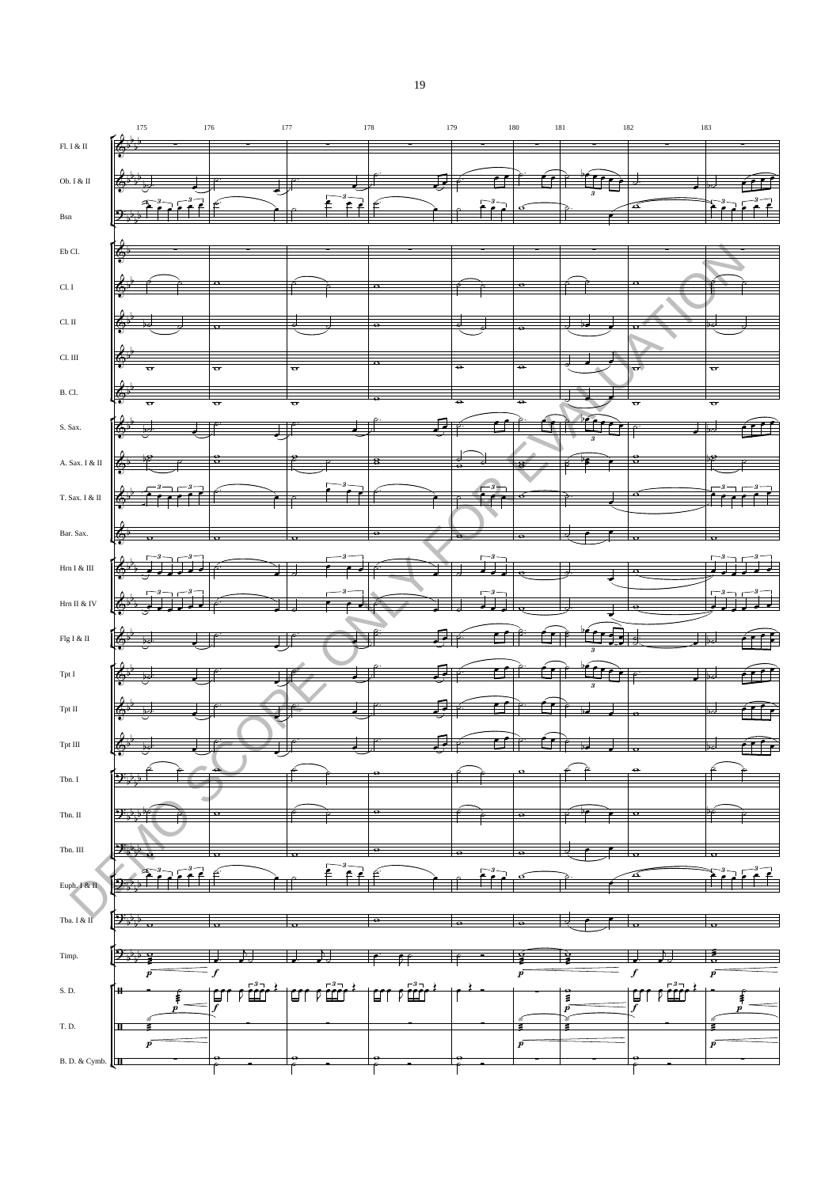Fl. I & II

Ob. I & II

Bsn

Eb Cl.

Cl. I

Cl. II

Cl. III

B. Cl.

S. Sax.

A. Sax. I & II

T. Sax. I & II

Bar. Sax.

Hrn I & III

Hrn II & IV

Flg I & II

Tpt I

Tpt II

Tpt III

Tbn. I

Tbn. II

Tbn. III

Euph. I & II

Tba. I & II

Timp.

S. D.

T. D.

B. D. & Cymb.

DEMO SCORE ONLY FOR EVALUATION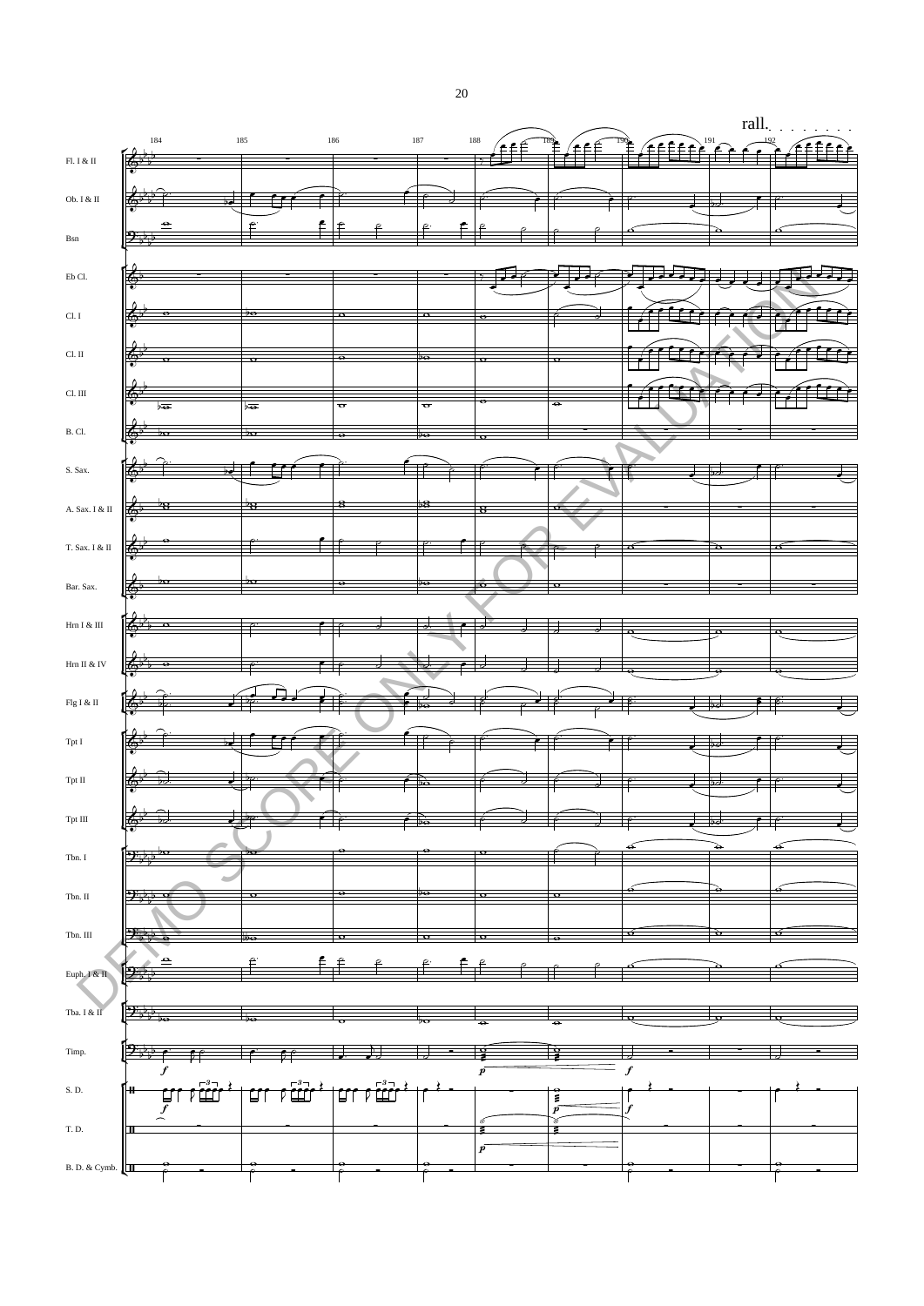rall.

Fl. I & II

Ob. I & II

Bsn

Eb Cl.

Cl. I

Cl. II

Cl. III

B. Cl.

S. Sax.

A. Sax. I & II

T. Sax. I & II

Bar. Sax.

Hrn I & III

Hrn II & IV

Flg I & II

Tpt I

Tpt II

Tpt III

Tbn. I

Tbn. II

Tbn. III

Euph. I & II

Tba. I & II

Timp.

S. D.

T. D.

B. D. & Cymb.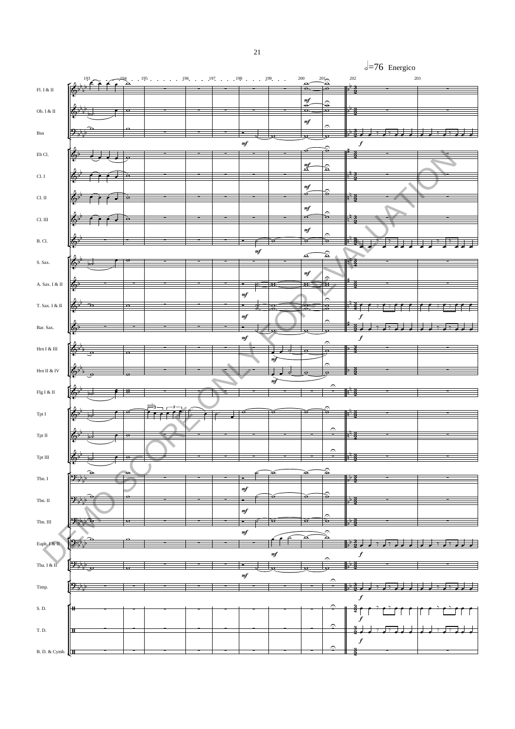𝅗𝅥=76 Energico

Fl. I & II

Ob. I & II

Bsn

Eb Cl.

Cl. I

Cl. II

Cl. III

B. Cl.

S. Sax.

A. Sax. I & II

T. Sax. I & II

Bar. Sax.

Hrn I & III

Hrn II & IV

Flg I & II

Tpt I

Tpt II

Tpt III

Tbn. I

Tbn. II

Tbn. III

Euph. I & II

Tba. I & II

Timp.

S. D.

T. D.

B. D. & Cymb.

DEMO SCORE ONLY FOR EVALUATION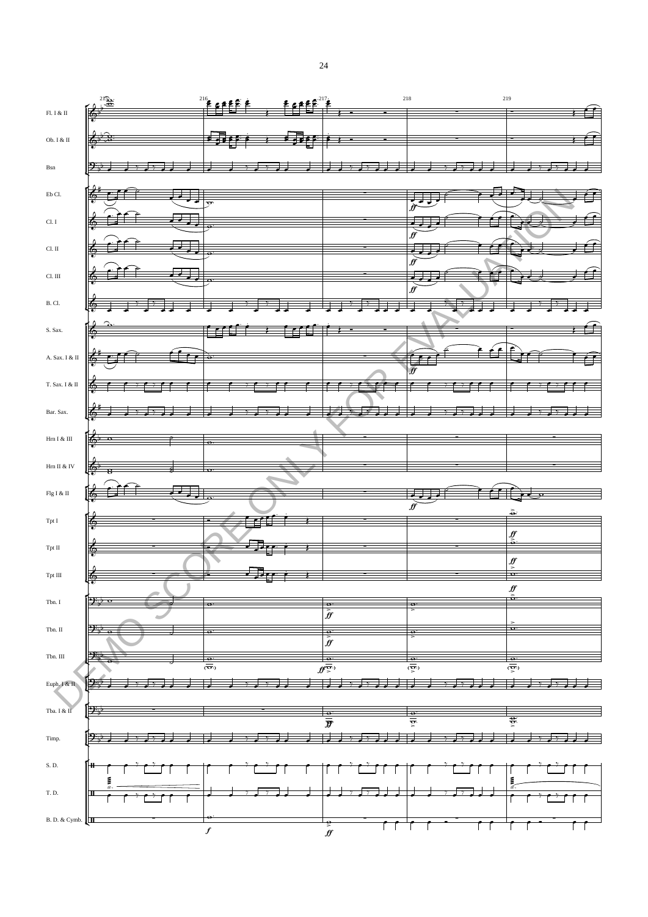Fl. I & II

Ob. I & II

Bsn

Eb Cl.

Cl. I

Cl. II

Cl. III

B. Cl.

S. Sax.

A. Sax. I & II

T. Sax. I & II

Bar. Sax.

Hrn I & III

Hrn II & IV

Flg I & II

Tpt I

Tpt II

Tpt III

Tbn. I

Tbn. II

Tbn. III

Euph. I & II

Tba. I & II

Timp.

S. D.

T. D.

B. D. & Cymb.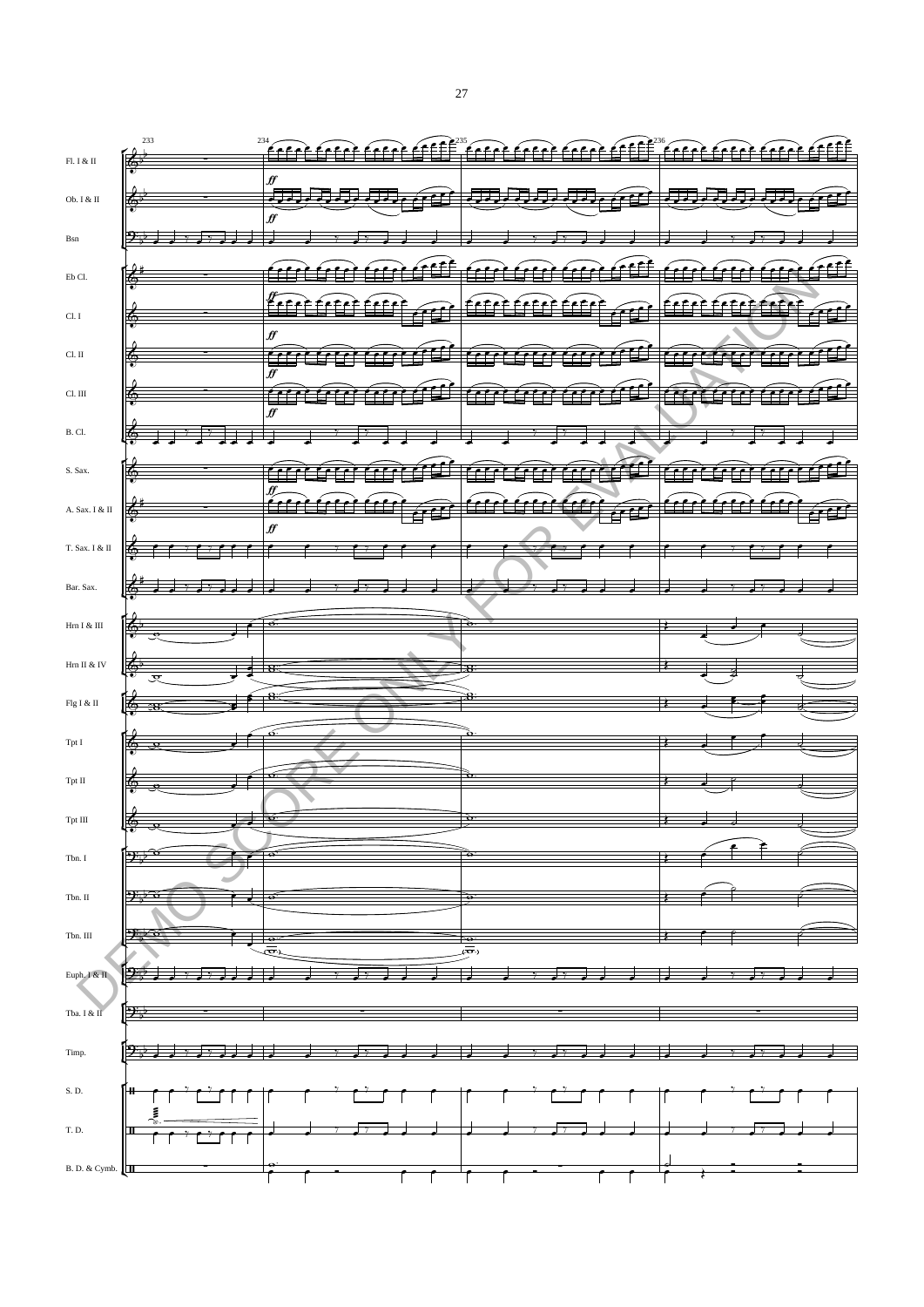233 234 235 236

Fl. I & II

Ob. I & II

Bsn

Eb Cl.

Cl. I

Cl. II

Cl. III

B. Cl.

S. Sax.

A. Sax. I & II

T. Sax. I & II

Bar. Sax.

Hrn I & III

Hrn II & IV

Flg I & II

Tpt I

Tpt II

Tpt III

Tbn. I

Tbn. II

Tbn. III

Euph. I & II

Tba. I & II

Timp.

S. D.

T. D.

B. D. & Cymb.

*ff*

DEMO SCORE ONLY FOR EVALUATION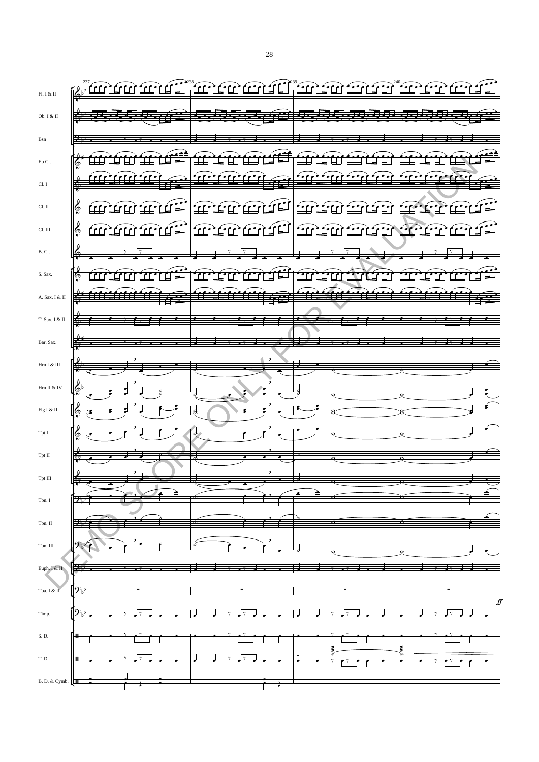237 238 239 240

Fl. I & II

Ob. I & II

Bsn

Eb Cl.

Cl. I

Cl. II

Cl. III

B. Cl.

S. Sax.

A. Sax. I & II

T. Sax. I & II

Bar. Sax.

Hrn I & III

Hrn II & IV

Flg I & II

Tpt I

Tpt II

Tpt III

Tbn. I

Tbn. II

Tbn. III

Euph. I & II

Tba. I & II

*ff*

Timp.

S. D.

T. D.

B. D. & Cymb.

DEMO SCORE ONLY FOR EVALUATION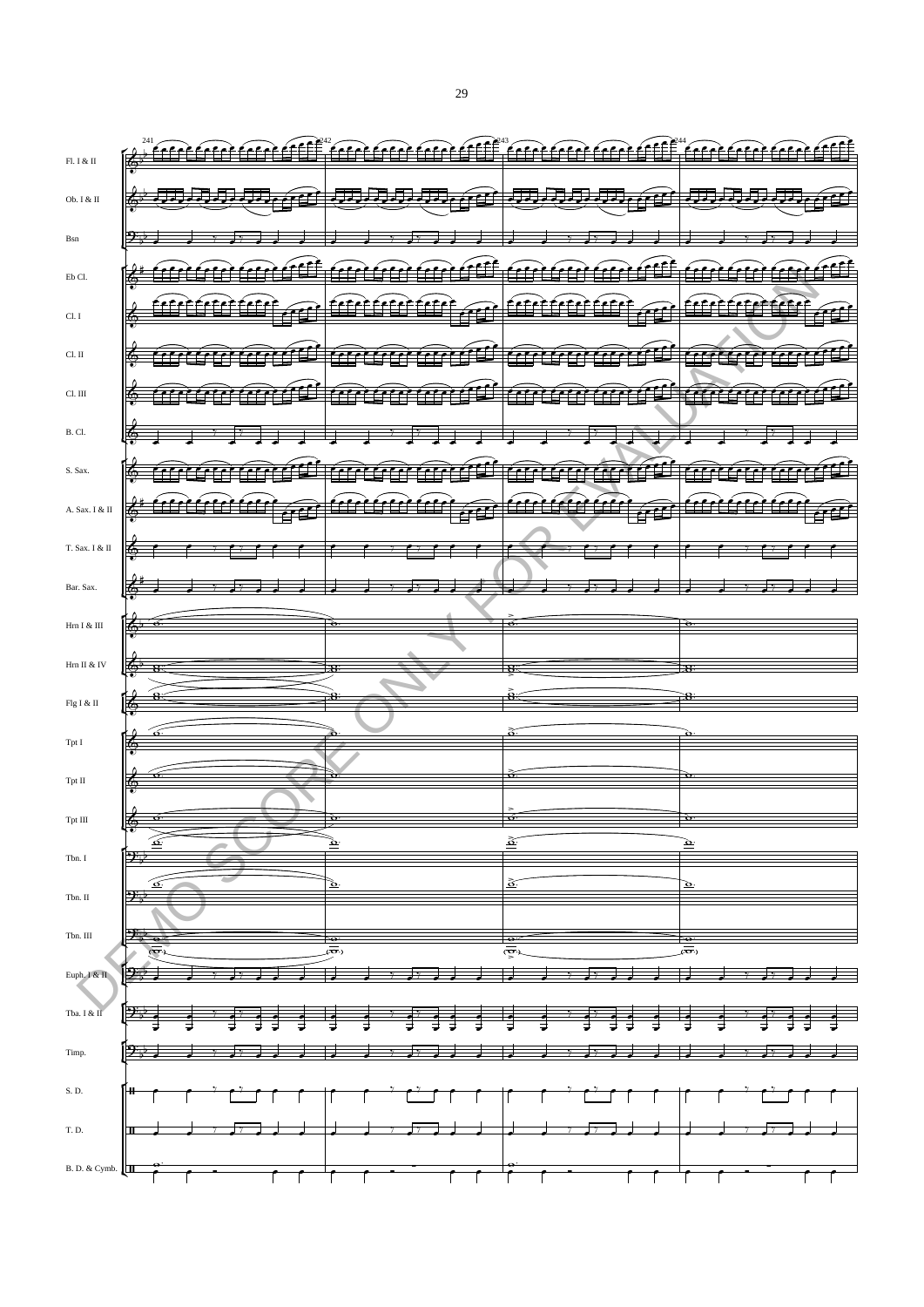Fl. I & II

Ob. I & II

Bsn

Eb Cl.

Cl. I

Cl. II

Cl. III

B. Cl.

S. Sax.

A. Sax. I & II

T. Sax. I & II

Bar. Sax.

Hrn I & III

Hrn II & IV

Flg I & II

Tpt I

Tpt II

Tpt III

Tbn. I

Tbn. II

Tbn. III

Euph. I & II

Tba. I & II

Timp.

S. D.

T. D.

B. D. & Cymb.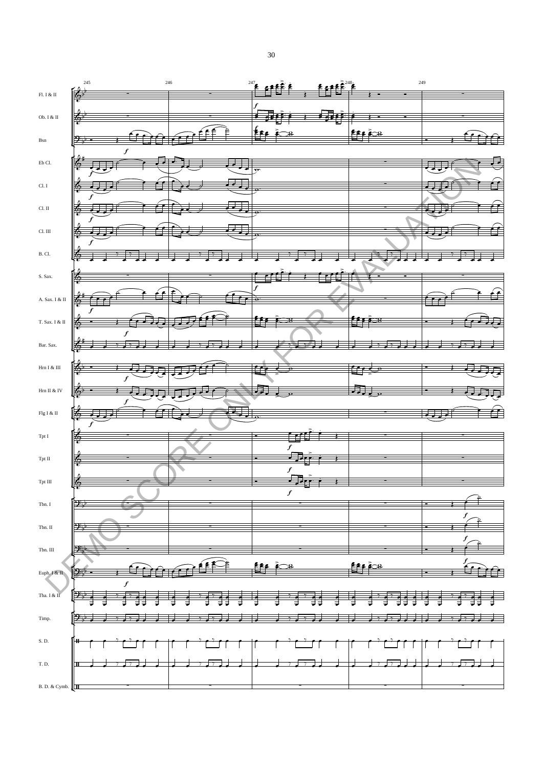245 246 247 248 249

Fl. I & II

Ob. I & II

Bsn

Eb Cl.

Cl. I

Cl. II

Cl. III

B. Cl.

S. Sax.

A. Sax. I & II

T. Sax. I & II

Bar. Sax.

Hrn I & III

Hrn II & IV

Flg I & II

Tpt I

Tpt II

Tpt III

Tbn. I

Tbn. II

Tbn. III

Euph. I & II

Tba. I & II

Timp.

S. D.

T. D.

B. D. & Cymb.

DEMO SCORE ONLY FOR EVALUATION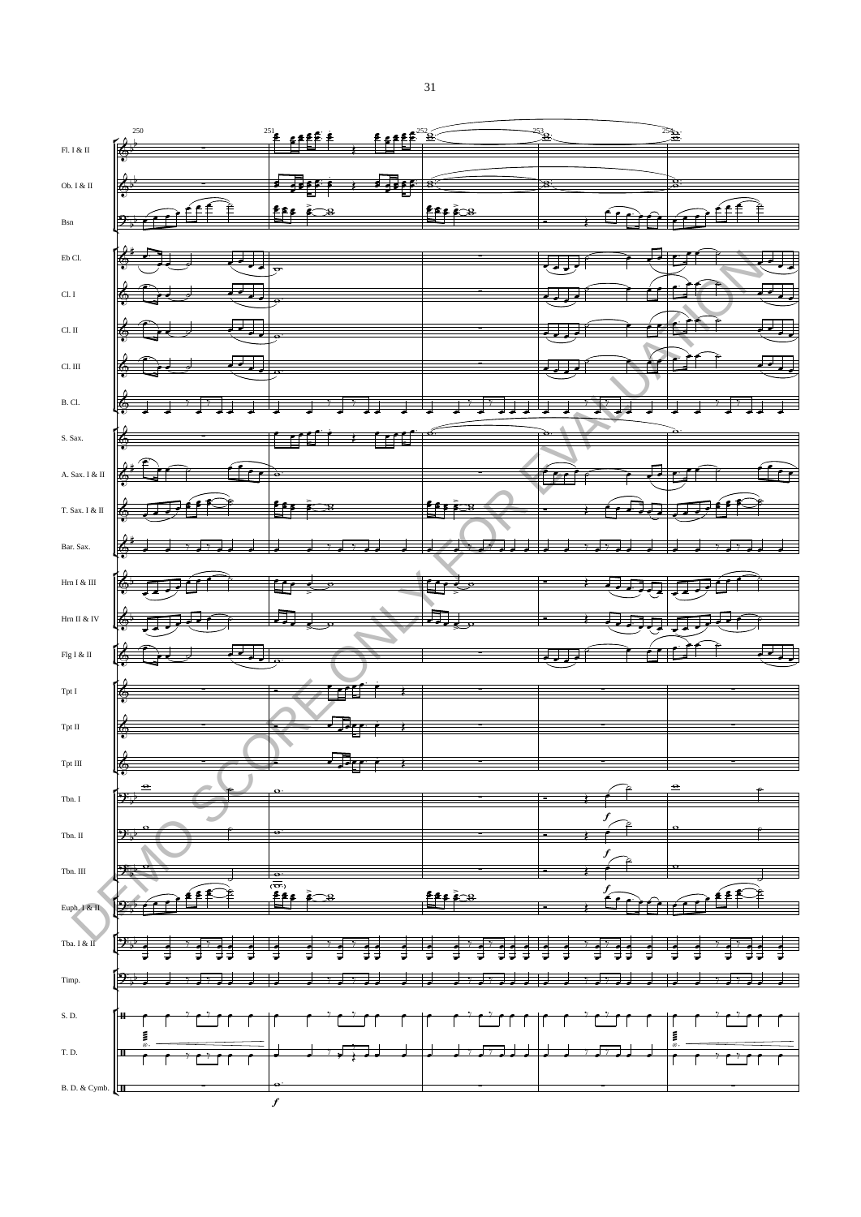Fl. I & II

Ob. I & II

Bsn

Eb Cl.

Cl. I

Cl. II

Cl. III

B. Cl.

S. Sax.

A. Sax. I & II

T. Sax. I & II

Bar. Sax.

Hrn I & III

Hrn II & IV

Flg I & II

Tpt I

Tpt II

Tpt III

Tbn. I

Tbn. II

Tbn. III

Euph. I & II

Tba. I & II

Timp.

S. D.

T. D.

B. D. & Cymb.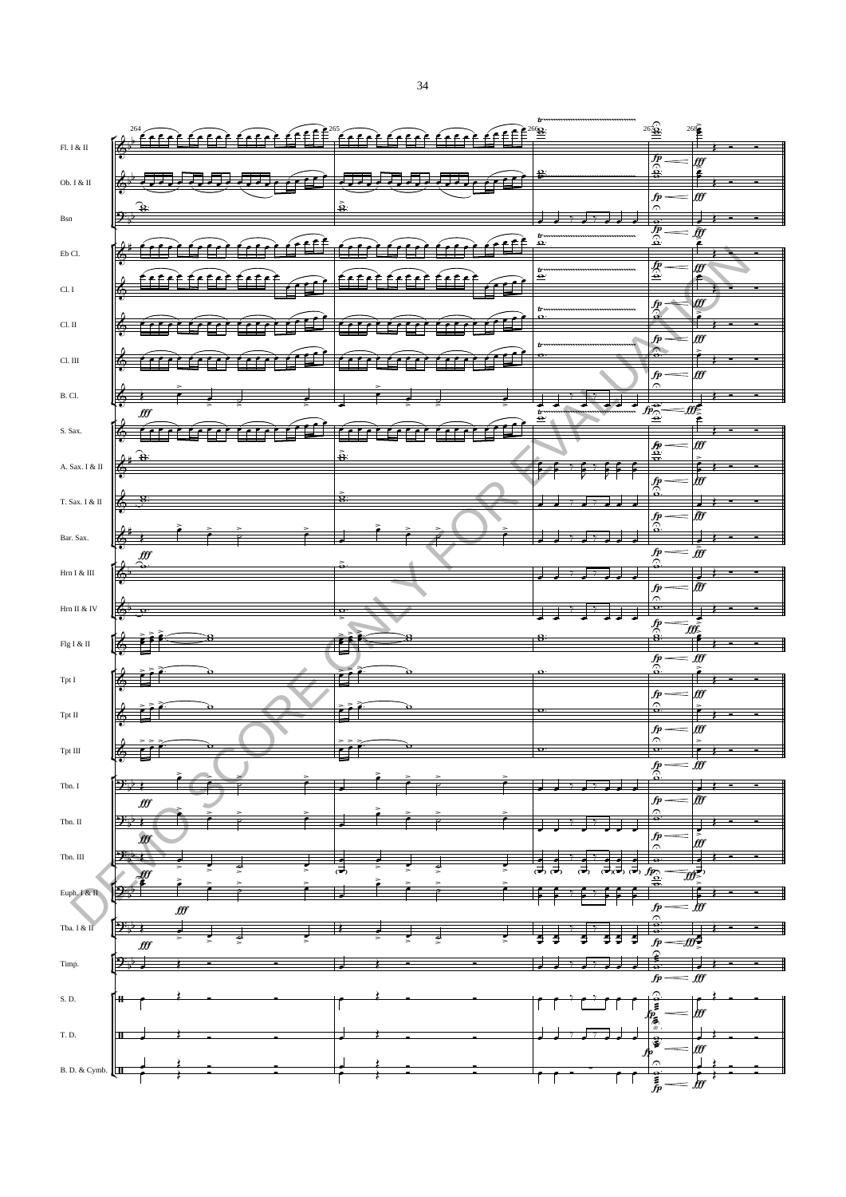Fl. I & II

Ob. I & II

Bsn

Eb Cl.

Cl. I

Cl. II

Cl. III

B. Cl.

S. Sax.

A. Sax. I & II

T. Sax. I & II

Bar. Sax.

Hrn I & III

Hrn II & IV

Flg I & II

Tpt I

Tpt II

Tpt III

Tbn. I

Tbn. II

Tbn. III

Euph. I & II

Tba. I & II

Timp.

S. D.

T. D.

B. D. & Cymb.